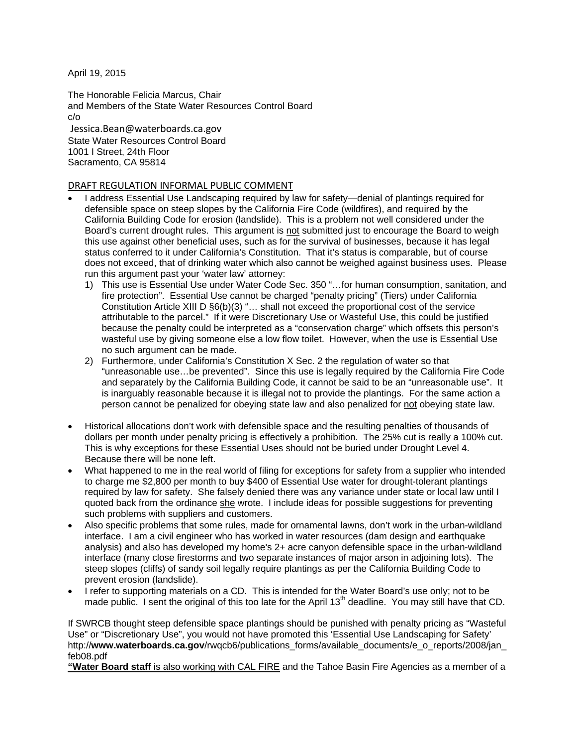April 19, 2015

The Honorable Felicia Marcus, Chair
and Members of the State Water Resources Control Board
c/o
Jessica.Bean@waterboards.ca.gov
State Water Resources Control Board
1001 I Street, 24th Floor
Sacramento, CA 95814

<u>DRAFT REGULATION INFORMAL PUBLIC COMMENT</u>

- I address Essential Use Landscaping required by law for safety—denial of plantings required for defensible space on steep slopes by the California Fire Code (wildfires), and required by the California Building Code for erosion (landslide). This is a problem not well considered under the Board's current drought rules. This argument is <u>not</u> submitted just to encourage the Board to weigh this use against other beneficial uses, such as for the survival of businesses, because it has legal status conferred to it under California's Constitution. That it's status is comparable, but of course does not exceed, that of drinking water which also cannot be weighed against business uses. Please run this argument past your 'water law' attorney:
  1) This use is Essential Use under Water Code Sec. 350 "…for human consumption, sanitation, and fire protection". Essential Use cannot be charged "penalty pricing" (Tiers) under California Constitution Article XIII D §6(b)(3) "… shall not exceed the proportional cost of the service attributable to the parcel." If it were Discretionary Use or Wasteful Use, this could be justified because the penalty could be interpreted as a "conservation charge" which offsets this person's wasteful use by giving someone else a low flow toilet. However, when the use is Essential Use no such argument can be made.
  2) Furthermore, under California's Constitution X Sec. 2 the regulation of water so that "unreasonable use…be prevented". Since this use is legally required by the California Fire Code and separately by the California Building Code, it cannot be said to be an "unreasonable use". It is inarguably reasonable because it is illegal not to provide the plantings. For the same action a person cannot be penalized for obeying state law and also penalized for <u>not</u> obeying state law.

- Historical allocations don't work with defensible space and the resulting penalties of thousands of dollars per month under penalty pricing is effectively a prohibition. The 25% cut is really a 100% cut. This is why exceptions for these Essential Uses should not be buried under Drought Level 4. Because there will be none left.
- What happened to me in the real world of filing for exceptions for safety from a supplier who intended to charge me $2,800 per month to buy $400 of Essential Use water for drought-tolerant plantings required by law for safety. She falsely denied there was any variance under state or local law until I quoted back from the ordinance <u>she</u> wrote. I include ideas for possible suggestions for preventing such problems with suppliers and customers.
- Also specific problems that some rules, made for ornamental lawns, don't work in the urban-wildland interface. I am a civil engineer who has worked in water resources (dam design and earthquake analysis) and also has developed my home's 2+ acre canyon defensible space in the urban-wildland interface (many close firestorms and two separate instances of major arson in adjoining lots). The steep slopes (cliffs) of sandy soil legally require plantings as per the California Building Code to prevent erosion (landslide).
- I refer to supporting materials on a CD. This is intended for the Water Board's use only; not to be made public. I sent the original of this too late for the April 13th deadline. You may still have that CD.

If SWRCB thought steep defensible space plantings should be punished with penalty pricing as "Wasteful Use" or "Discretionary Use", you would not have promoted this 'Essential Use Landscaping for Safety' http://**www.waterboards.ca.gov**/rwqcb6/publications_forms/available_documents/e_o_reports/2008/jan_feb08.pdf

<u>**"Water Board staff** is also working with CAL FIRE</u> and the Tahoe Basin Fire Agencies as a member of a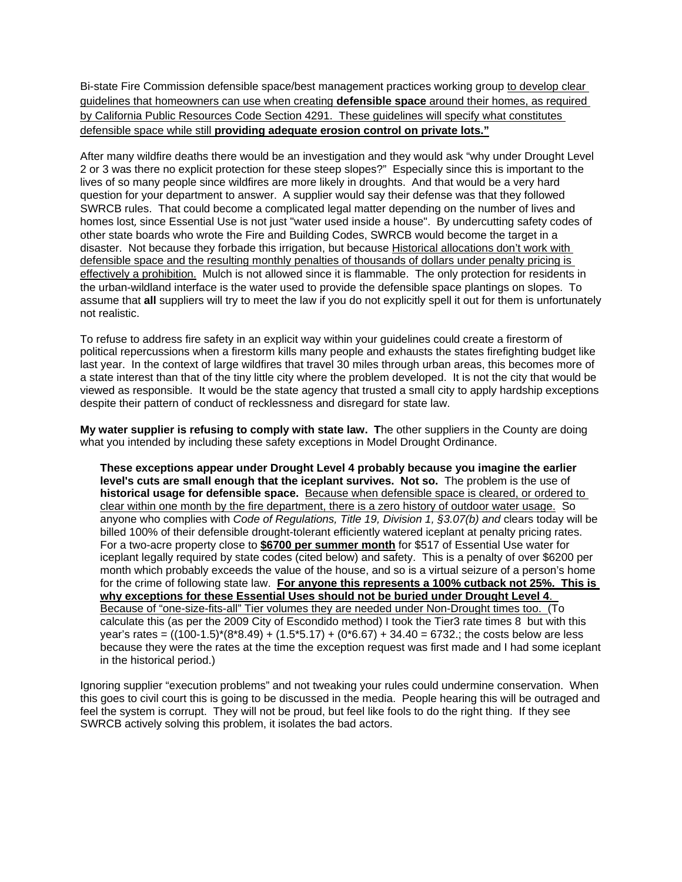Bi-state Fire Commission defensible space/best management practices working group <u>to develop clear guidelines that homeowners can use when creating **defensible space** around their homes, as required by California Public Resources Code Section 4291. These guidelines will specify what constitutes defensible space while still **providing adequate erosion control on private lots."**</u>

After many wildfire deaths there would be an investigation and they would ask "why under Drought Level 2 or 3 was there no explicit protection for these steep slopes?" Especially since this is important to the lives of so many people since wildfires are more likely in droughts. And that would be a very hard question for your department to answer. A supplier would say their defense was that they followed SWRCB rules. That could become a complicated legal matter depending on the number of lives and homes lost, since Essential Use is not just "water used inside a house". By undercutting safety codes of other state boards who wrote the Fire and Building Codes, SWRCB would become the target in a disaster. Not because they forbade this irrigation, but because <u>Historical allocations don't work with defensible space and the resulting monthly penalties of thousands of dollars under penalty pricing is effectively a prohibition.</u> Mulch is not allowed since it is flammable. The only protection for residents in the urban-wildland interface is the water used to provide the defensible space plantings on slopes. To assume that **all** suppliers will try to meet the law if you do not explicitly spell it out for them is unfortunately not realistic.

To refuse to address fire safety in an explicit way within your guidelines could create a firestorm of political repercussions when a firestorm kills many people and exhausts the states firefighting budget like last year. In the context of large wildfires that travel 30 miles through urban areas, this becomes more of a state interest than that of the tiny little city where the problem developed. It is not the city that would be viewed as responsible. It would be the state agency that trusted a small city to apply hardship exceptions despite their pattern of conduct of recklessness and disregard for state law.

**My water supplier is refusing to comply with state law. T**he other suppliers in the County are doing what you intended by including these safety exceptions in Model Drought Ordinance.

> **These exceptions appear under Drought Level 4 probably because you imagine the earlier level's cuts are small enough that the iceplant survives. Not so.** The problem is the use of **historical usage for defensible space.** <u>Because when defensible space is cleared, or ordered to clear within one month by the fire department, there is a zero history of outdoor water usage.</u> So anyone who complies with *Code of Regulations, Title 19, Division 1, §3.07(b) and* clears today will be billed 100% of their defensible drought-tolerant efficiently watered iceplant at penalty pricing rates. For a two-acre property close to <u>**$6700 per summer month**</u> for $517 of Essential Use water for iceplant legally required by state codes (cited below) and safety. This is a penalty of over $6200 per month which probably exceeds the value of the house, and so is a virtual seizure of a person's home for the crime of following state law. <u>**For anyone this represents a 100% cutback not 25%. This is why exceptions for these Essential Uses should not be buried under Drought Level 4**.</u> <u>Because of "one-size-fits-all" Tier volumes they are needed under Non-Drought times too.</u> (To calculate this (as per the 2009 City of Escondido method) I took the Tier3 rate times 8 but with this year's rates = ((100-1.5)*(8*8.49) + (1.5*5.17) + (0*6.67) + 34.40 = 6732.; the costs below are less because they were the rates at the time the exception request was first made and I had some iceplant in the historical period.)

Ignoring supplier "execution problems" and not tweaking your rules could undermine conservation. When this goes to civil court this is going to be discussed in the media. People hearing this will be outraged and feel the system is corrupt. They will not be proud, but feel like fools to do the right thing. If they see SWRCB actively solving this problem, it isolates the bad actors.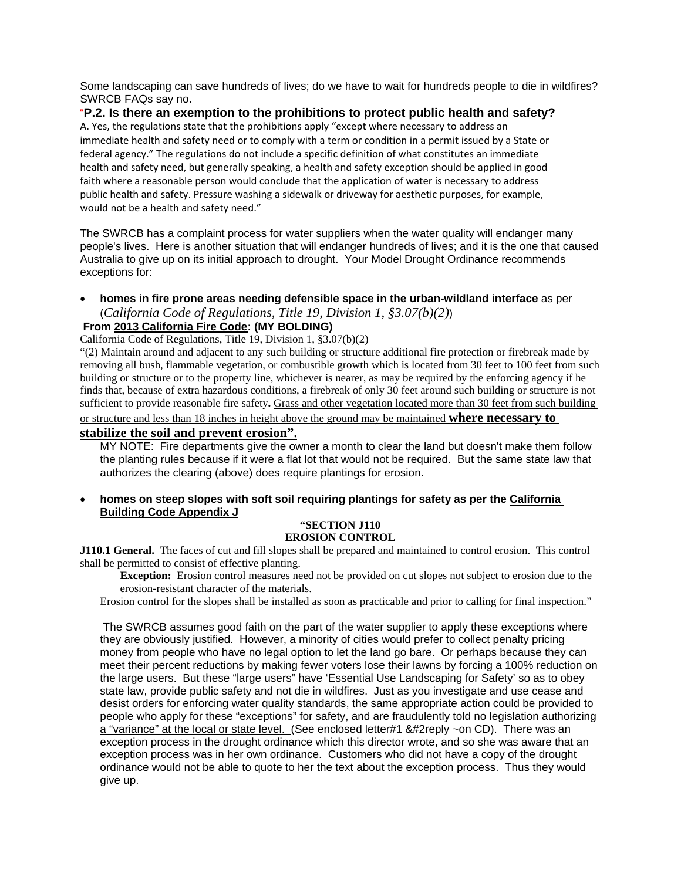Some landscaping can save hundreds of lives; do we have to wait for hundreds people to die in wildfires? SWRCB FAQs say no.

"**P.2. Is there an exemption to the prohibitions to protect public health and safety?**

A. Yes, the regulations state that the prohibitions apply "except where necessary to address an immediate health and safety need or to comply with a term or condition in a permit issued by a State or federal agency." The regulations do not include a specific definition of what constitutes an immediate health and safety need, but generally speaking, a health and safety exception should be applied in good faith where a reasonable person would conclude that the application of water is necessary to address public health and safety. Pressure washing a sidewalk or driveway for aesthetic purposes, for example, would not be a health and safety need."

The SWRCB has a complaint process for water suppliers when the water quality will endanger many people's lives. Here is another situation that will endanger hundreds of lives; and it is the one that caused Australia to give up on its initial approach to drought. Your Model Drought Ordinance recommends exceptions for:

- **homes in fire prone areas needing defensible space in the urban-wildland interface** as per (*California Code of Regulations, Title 19, Division 1, §3.07(b)(2)*)

**From <u>2013 California Fire Code</u>: (MY BOLDING)**

California Code of Regulations, Title 19, Division 1, §3.07(b)(2)

"(2) Maintain around and adjacent to any such building or structure additional fire protection or firebreak made by removing all bush, flammable vegetation, or combustible growth which is located from 30 feet to 100 feet from such building or structure or to the property line, whichever is nearer, as may be required by the enforcing agency if he finds that, because of extra hazardous conditions, a firebreak of only 30 feet around such building or structure is not sufficient to provide reasonable fire safety**.** <u>Grass and other vegetation located more than 30 feet from such building or structure and less than 18 inches in height above the ground may be maintained</u> **<u>where necessary to stabilize the soil and prevent erosion".</u>**

MY NOTE: Fire departments give the owner a month to clear the land but doesn't make them follow the planting rules because if it were a flat lot that would not be required. But the same state law that authorizes the clearing (above) does require plantings for erosion.

- **homes on steep slopes with soft soil requiring plantings for safety as per the <u>California Building Code Appendix J</u>**

**"SECTION J110**
**EROSION CONTROL**

**J110.1 General.** The faces of cut and fill slopes shall be prepared and maintained to control erosion. This control shall be permitted to consist of effective planting.

**Exception:** Erosion control measures need not be provided on cut slopes not subject to erosion due to the erosion-resistant character of the materials.

Erosion control for the slopes shall be installed as soon as practicable and prior to calling for final inspection."

The SWRCB assumes good faith on the part of the water supplier to apply these exceptions where they are obviously justified. However, a minority of cities would prefer to collect penalty pricing money from people who have no legal option to let the land go bare. Or perhaps because they can meet their percent reductions by making fewer voters lose their lawns by forcing a 100% reduction on the large users. But these "large users" have 'Essential Use Landscaping for Safety' so as to obey state law, provide public safety and not die in wildfires. Just as you investigate and use cease and desist orders for enforcing water quality standards, the same appropriate action could be provided to people who apply for these "exceptions" for safety, <u>and are fraudulently told no legislation authorizing a "variance" at the local or state level.</u> (See enclosed letter#1 &#2reply ~on CD). There was an exception process in the drought ordinance which this director wrote, and so she was aware that an exception process was in her own ordinance. Customers who did not have a copy of the drought ordinance would not be able to quote to her the text about the exception process. Thus they would give up.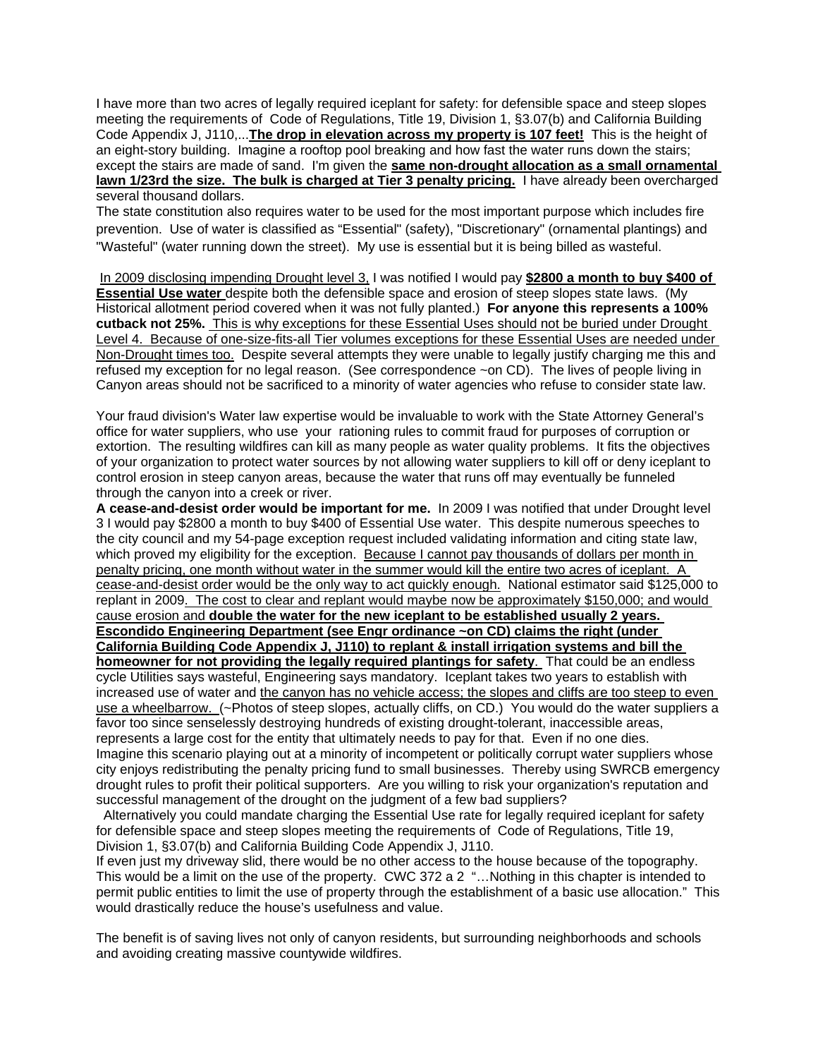I have more than two acres of legally required iceplant for safety: for defensible space and steep slopes meeting the requirements of Code of Regulations, Title 19, Division 1, §3.07(b) and California Building Code Appendix J, J110,...**The drop in elevation across my property is 107 feet!** This is the height of an eight-story building. Imagine a rooftop pool breaking and how fast the water runs down the stairs; except the stairs are made of sand. I'm given the **same non-drought allocation as a small ornamental lawn 1/23rd the size. The bulk is charged at Tier 3 penalty pricing.** I have already been overcharged several thousand dollars.

The state constitution also requires water to be used for the most important purpose which includes fire prevention. Use of water is classified as "Essential" (safety), "Discretionary" (ornamental plantings) and "Wasteful" (water running down the street). My use is essential but it is being billed as wasteful.

In 2009 disclosing impending Drought level 3, I was notified I would pay **$2800 a month to buy $400 of Essential Use water** despite both the defensible space and erosion of steep slopes state laws. (My Historical allotment period covered when it was not fully planted.) **For anyone this represents a 100% cutback not 25%.** This is why exceptions for these Essential Uses should not be buried under Drought Level 4. Because of one-size-fits-all Tier volumes exceptions for these Essential Uses are needed under Non-Drought times too. Despite several attempts they were unable to legally justify charging me this and refused my exception for no legal reason. (See correspondence ~on CD). The lives of people living in Canyon areas should not be sacrificed to a minority of water agencies who refuse to consider state law.

Your fraud division's Water law expertise would be invaluable to work with the State Attorney General's office for water suppliers, who use your rationing rules to commit fraud for purposes of corruption or extortion. The resulting wildfires can kill as many people as water quality problems. It fits the objectives of your organization to protect water sources by not allowing water suppliers to kill off or deny iceplant to control erosion in steep canyon areas, because the water that runs off may eventually be funneled through the canyon into a creek or river.

**A cease-and-desist order would be important for me.** In 2009 I was notified that under Drought level 3 I would pay $2800 a month to buy $400 of Essential Use water. This despite numerous speeches to the city council and my 54-page exception request included validating information and citing state law, which proved my eligibility for the exception. Because I cannot pay thousands of dollars per month in penalty pricing, one month without water in the summer would kill the entire two acres of iceplant. A cease-and-desist order would be the only way to act quickly enough. National estimator said $125,000 to replant in 2009. The cost to clear and replant would maybe now be approximately $150,000; and would cause erosion and **double the water for the new iceplant to be established usually 2 years. Escondido Engineering Department (see Engr ordinance ~on CD) claims the right (under California Building Code Appendix J, J110) to replant & install irrigation systems and bill the homeowner for not providing the legally required plantings for safety**. That could be an endless cycle Utilities says wasteful, Engineering says mandatory. Iceplant takes two years to establish with increased use of water and the canyon has no vehicle access; the slopes and cliffs are too steep to even use a wheelbarrow. (~Photos of steep slopes, actually cliffs, on CD.) You would do the water suppliers a favor too since senselessly destroying hundreds of existing drought-tolerant, inaccessible areas, represents a large cost for the entity that ultimately needs to pay for that. Even if no one dies. Imagine this scenario playing out at a minority of incompetent or politically corrupt water suppliers whose city enjoys redistributing the penalty pricing fund to small businesses. Thereby using SWRCB emergency drought rules to profit their political supporters. Are you willing to risk your organization's reputation and successful management of the drought on the judgment of a few bad suppliers?

Alternatively you could mandate charging the Essential Use rate for legally required iceplant for safety for defensible space and steep slopes meeting the requirements of Code of Regulations, Title 19, Division 1, §3.07(b) and California Building Code Appendix J, J110.

If even just my driveway slid, there would be no other access to the house because of the topography. This would be a limit on the use of the property. CWC 372 a 2 "…Nothing in this chapter is intended to permit public entities to limit the use of property through the establishment of a basic use allocation." This would drastically reduce the house's usefulness and value.

The benefit is of saving lives not only of canyon residents, but surrounding neighborhoods and schools and avoiding creating massive countywide wildfires.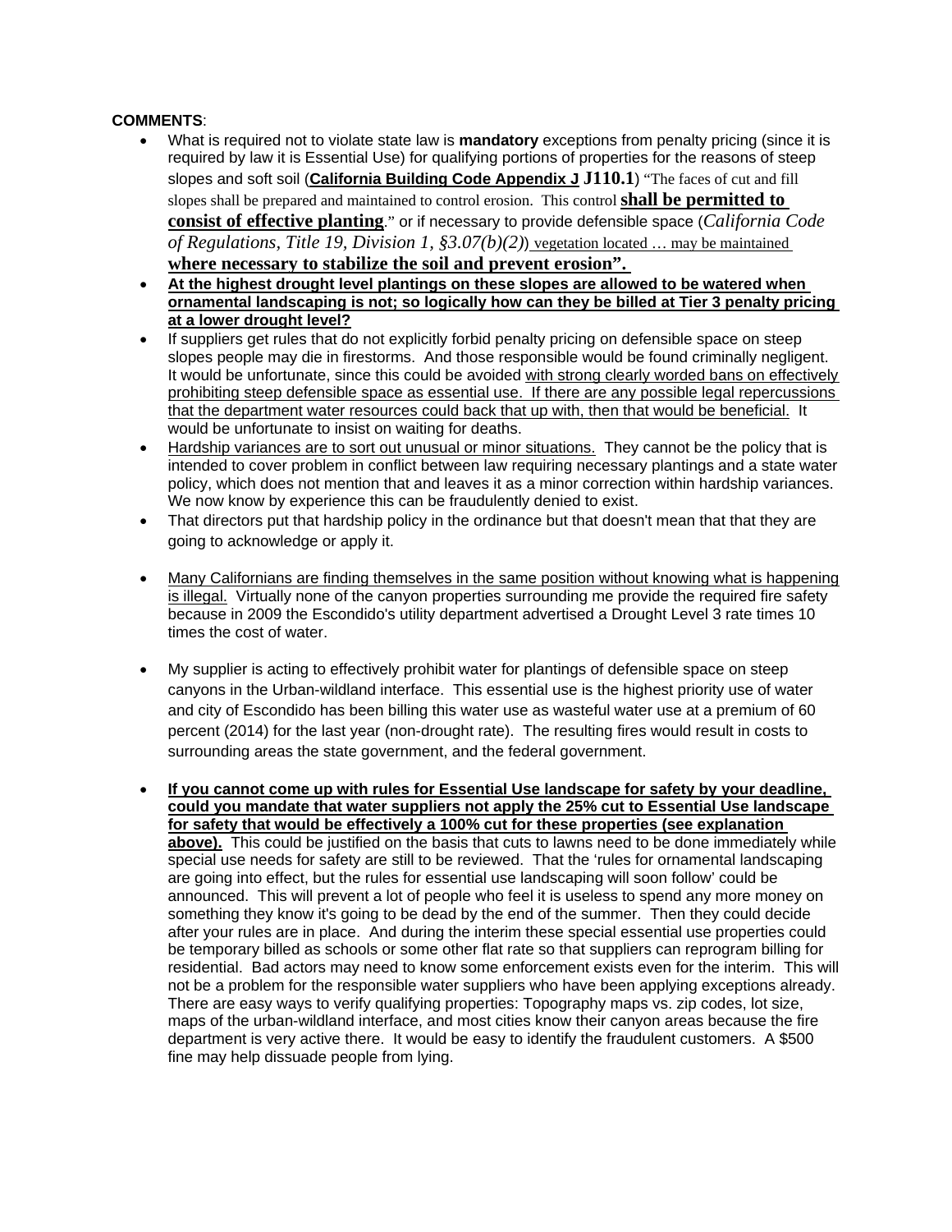**COMMENTS**:

- What is required not to violate state law is **mandatory** exceptions from penalty pricing (since it is required by law it is Essential Use) for qualifying portions of properties for the reasons of steep slopes and soft soil (**California Building Code Appendix J J110.1**) "The faces of cut and fill slopes shall be prepared and maintained to control erosion. This control **shall be permitted to consist of effective planting**." or if necessary to provide defensible space (*California Code of Regulations, Title 19, Division 1, §3.07(b)(2)*) vegetation located … may be maintained **where necessary to stabilize the soil and prevent erosion".**
- **At the highest drought level plantings on these slopes are allowed to be watered when ornamental landscaping is not; so logically how can they be billed at Tier 3 penalty pricing at a lower drought level?**
- If suppliers get rules that do not explicitly forbid penalty pricing on defensible space on steep slopes people may die in firestorms. And those responsible would be found criminally negligent. It would be unfortunate, since this could be avoided with strong clearly worded bans on effectively prohibiting steep defensible space as essential use. If there are any possible legal repercussions that the department water resources could back that up with, then that would be beneficial. It would be unfortunate to insist on waiting for deaths.
- Hardship variances are to sort out unusual or minor situations. They cannot be the policy that is intended to cover problem in conflict between law requiring necessary plantings and a state water policy, which does not mention that and leaves it as a minor correction within hardship variances. We now know by experience this can be fraudulently denied to exist.
- That directors put that hardship policy in the ordinance but that doesn't mean that that they are going to acknowledge or apply it.
- Many Californians are finding themselves in the same position without knowing what is happening is illegal. Virtually none of the canyon properties surrounding me provide the required fire safety because in 2009 the Escondido's utility department advertised a Drought Level 3 rate times 10 times the cost of water.
- My supplier is acting to effectively prohibit water for plantings of defensible space on steep canyons in the Urban-wildland interface. This essential use is the highest priority use of water and city of Escondido has been billing this water use as wasteful water use at a premium of 60 percent (2014) for the last year (non-drought rate). The resulting fires would result in costs to surrounding areas the state government, and the federal government.
- **If you cannot come up with rules for Essential Use landscape for safety by your deadline, could you mandate that water suppliers not apply the 25% cut to Essential Use landscape for safety that would be effectively a 100% cut for these properties (see explanation above).** This could be justified on the basis that cuts to lawns need to be done immediately while special use needs for safety are still to be reviewed. That the 'rules for ornamental landscaping are going into effect, but the rules for essential use landscaping will soon follow' could be announced. This will prevent a lot of people who feel it is useless to spend any more money on something they know it's going to be dead by the end of the summer. Then they could decide after your rules are in place. And during the interim these special essential use properties could be temporary billed as schools or some other flat rate so that suppliers can reprogram billing for residential. Bad actors may need to know some enforcement exists even for the interim. This will not be a problem for the responsible water suppliers who have been applying exceptions already. There are easy ways to verify qualifying properties: Topography maps vs. zip codes, lot size, maps of the urban-wildland interface, and most cities know their canyon areas because the fire department is very active there. It would be easy to identify the fraudulent customers. A $500 fine may help dissuade people from lying.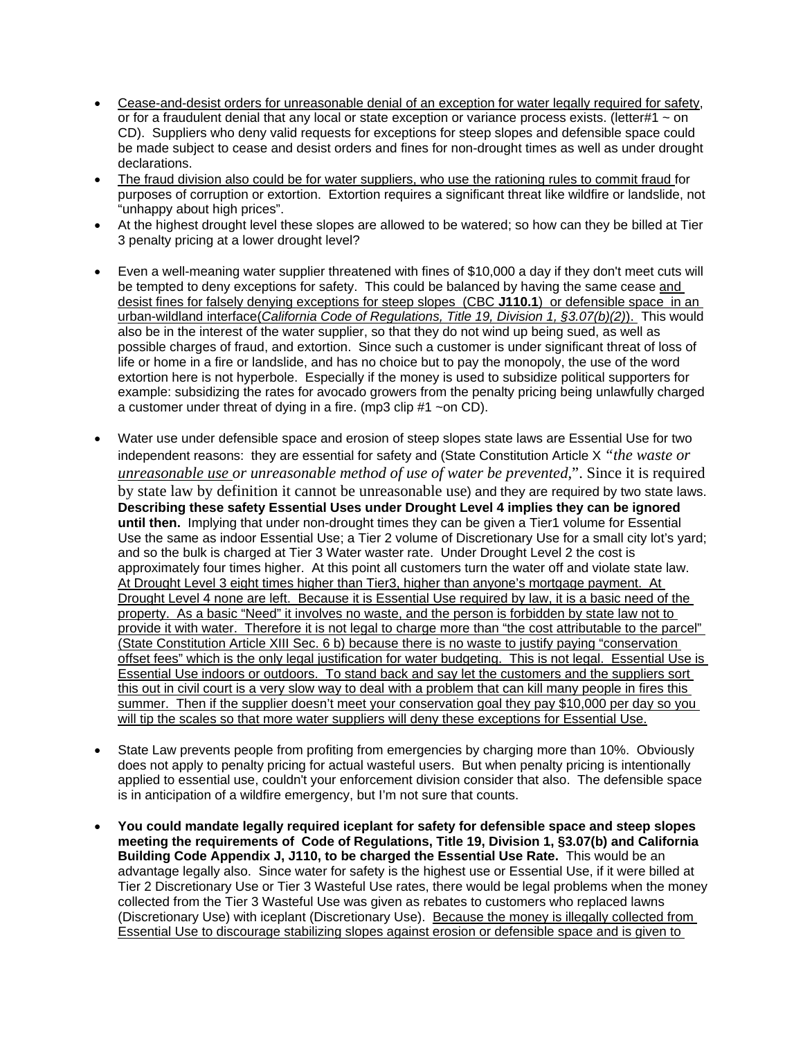- Cease-and-desist orders for unreasonable denial of an exception for water legally required for safety, or for a fraudulent denial that any local or state exception or variance process exists. (letter#1 ~ on CD). Suppliers who deny valid requests for exceptions for steep slopes and defensible space could be made subject to cease and desist orders and fines for non-drought times as well as under drought declarations.
- The fraud division also could be for water suppliers, who use the rationing rules to commit fraud for purposes of corruption or extortion. Extortion requires a significant threat like wildfire or landslide, not "unhappy about high prices".
- At the highest drought level these slopes are allowed to be watered; so how can they be billed at Tier 3 penalty pricing at a lower drought level?

- Even a well-meaning water supplier threatened with fines of $10,000 a day if they don't meet cuts will be tempted to deny exceptions for safety. This could be balanced by having the same cease and desist fines for falsely denying exceptions for steep slopes (CBC **J110.1**) or defensible space in an urban-wildland interface(*California Code of Regulations, Title 19, Division 1, §3.07(b)(2)*). This would also be in the interest of the water supplier, so that they do not wind up being sued, as well as possible charges of fraud, and extortion. Since such a customer is under significant threat of loss of life or home in a fire or landslide, and has no choice but to pay the monopoly, the use of the word extortion here is not hyperbole. Especially if the money is used to subsidize political supporters for example: subsidizing the rates for avocado growers from the penalty pricing being unlawfully charged a customer under threat of dying in a fire. (mp3 clip #1 ~on CD).

- Water use under defensible space and erosion of steep slopes state laws are Essential Use for two independent reasons: they are essential for safety and (State Constitution Article X *"the waste or unreasonable use or unreasonable method of use of water be prevented,"*. Since it is required by state law by definition it cannot be unreasonable use) and they are required by two state laws. **Describing these safety Essential Uses under Drought Level 4 implies they can be ignored until then.** Implying that under non-drought times they can be given a Tier1 volume for Essential Use the same as indoor Essential Use; a Tier 2 volume of Discretionary Use for a small city lot's yard; and so the bulk is charged at Tier 3 Water waster rate. Under Drought Level 2 the cost is approximately four times higher. At this point all customers turn the water off and violate state law. At Drought Level 3 eight times higher than Tier3, higher than anyone's mortgage payment. At Drought Level 4 none are left. Because it is Essential Use required by law, it is a basic need of the property. As a basic "Need" it involves no waste, and the person is forbidden by state law not to provide it with water. Therefore it is not legal to charge more than "the cost attributable to the parcel" (State Constitution Article XIII Sec. 6 b) because there is no waste to justify paying "conservation offset fees" which is the only legal justification for water budgeting. This is not legal. Essential Use is Essential Use indoors or outdoors. To stand back and say let the customers and the suppliers sort this out in civil court is a very slow way to deal with a problem that can kill many people in fires this summer. Then if the supplier doesn't meet your conservation goal they pay $10,000 per day so you will tip the scales so that more water suppliers will deny these exceptions for Essential Use.

- State Law prevents people from profiting from emergencies by charging more than 10%. Obviously does not apply to penalty pricing for actual wasteful users. But when penalty pricing is intentionally applied to essential use, couldn't your enforcement division consider that also. The defensible space is in anticipation of a wildfire emergency, but I'm not sure that counts.

- **You could mandate legally required iceplant for safety for defensible space and steep slopes meeting the requirements of Code of Regulations, Title 19, Division 1, §3.07(b) and California Building Code Appendix J, J110, to be charged the Essential Use Rate.** This would be an advantage legally also. Since water for safety is the highest use or Essential Use, if it were billed at Tier 2 Discretionary Use or Tier 3 Wasteful Use rates, there would be legal problems when the money collected from the Tier 3 Wasteful Use was given as rebates to customers who replaced lawns (Discretionary Use) with iceplant (Discretionary Use). Because the money is illegally collected from Essential Use to discourage stabilizing slopes against erosion or defensible space and is given to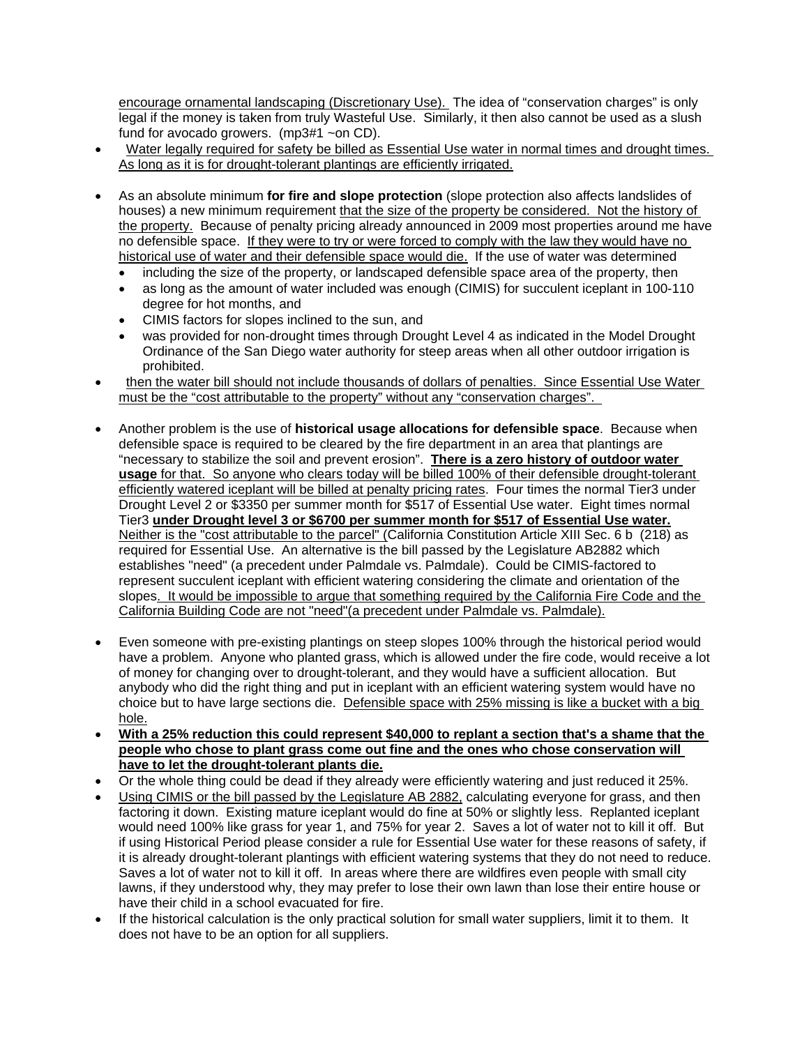encourage ornamental landscaping (Discretionary Use). The idea of "conservation charges" is only legal if the money is taken from truly Wasteful Use. Similarly, it then also cannot be used as a slush fund for avocado growers. (mp3#1 ~on CD).

- Water legally required for safety be billed as Essential Use water in normal times and drought times. As long as it is for drought-tolerant plantings are efficiently irrigated.
- As an absolute minimum **for fire and slope protection** (slope protection also affects landslides of houses) a new minimum requirement that the size of the property be considered. Not the history of the property. Because of penalty pricing already announced in 2009 most properties around me have no defensible space. If they were to try or were forced to comply with the law they would have no historical use of water and their defensible space would die. If the use of water was determined
  - including the size of the property, or landscaped defensible space area of the property, then
  - as long as the amount of water included was enough (CIMIS) for succulent iceplant in 100-110 degree for hot months, and
  - CIMIS factors for slopes inclined to the sun, and
  - was provided for non-drought times through Drought Level 4 as indicated in the Model Drought Ordinance of the San Diego water authority for steep areas when all other outdoor irrigation is prohibited.
- then the water bill should not include thousands of dollars of penalties. Since Essential Use Water must be the "cost attributable to the property" without any "conservation charges".
- Another problem is the use of **historical usage allocations for defensible space**. Because when defensible space is required to be cleared by the fire department in an area that plantings are "necessary to stabilize the soil and prevent erosion". **There is a zero history of outdoor water usage** for that. So anyone who clears today will be billed 100% of their defensible drought-tolerant efficiently watered iceplant will be billed at penalty pricing rates. Four times the normal Tier3 under Drought Level 2 or $3350 per summer month for $517 of Essential Use water. Eight times normal Tier3 **under Drought level 3 or $6700 per summer month for $517 of Essential Use water.** Neither is the "cost attributable to the parcel" (California Constitution Article XIII Sec. 6 b (218) as required for Essential Use. An alternative is the bill passed by the Legislature AB2882 which establishes "need" (a precedent under Palmdale vs. Palmdale). Could be CIMIS-factored to represent succulent iceplant with efficient watering considering the climate and orientation of the slopes. It would be impossible to argue that something required by the California Fire Code and the California Building Code are not "need"(a precedent under Palmdale vs. Palmdale).
- Even someone with pre-existing plantings on steep slopes 100% through the historical period would have a problem. Anyone who planted grass, which is allowed under the fire code, would receive a lot of money for changing over to drought-tolerant, and they would have a sufficient allocation. But anybody who did the right thing and put in iceplant with an efficient watering system would have no choice but to have large sections die. Defensible space with 25% missing is like a bucket with a big hole.
- **With a 25% reduction this could represent $40,000 to replant a section that's a shame that the people who chose to plant grass come out fine and the ones who chose conservation will have to let the drought-tolerant plants die.**
- Or the whole thing could be dead if they already were efficiently watering and just reduced it 25%.
- Using CIMIS or the bill passed by the Legislature AB 2882, calculating everyone for grass, and then factoring it down. Existing mature iceplant would do fine at 50% or slightly less. Replanted iceplant would need 100% like grass for year 1, and 75% for year 2. Saves a lot of water not to kill it off. But if using Historical Period please consider a rule for Essential Use water for these reasons of safety, if it is already drought-tolerant plantings with efficient watering systems that they do not need to reduce. Saves a lot of water not to kill it off. In areas where there are wildfires even people with small city lawns, if they understood why, they may prefer to lose their own lawn than lose their entire house or have their child in a school evacuated for fire.
- If the historical calculation is the only practical solution for small water suppliers, limit it to them. It does not have to be an option for all suppliers.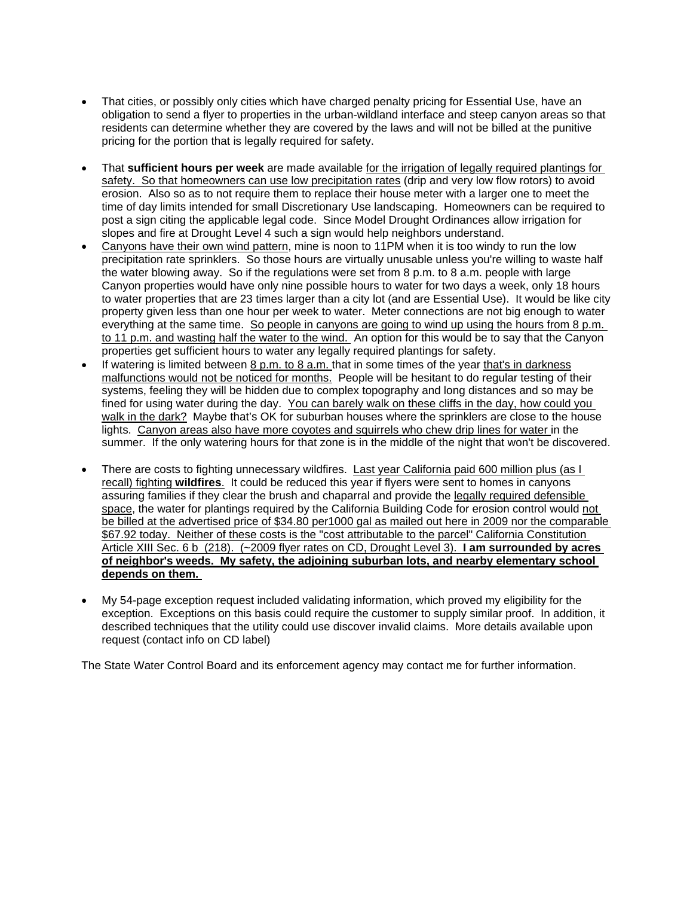- That cities, or possibly only cities which have charged penalty pricing for Essential Use, have an obligation to send a flyer to properties in the urban-wildland interface and steep canyon areas so that residents can determine whether they are covered by the laws and will not be billed at the punitive pricing for the portion that is legally required for safety.

- That **sufficient hours per week** are made available for the irrigation of legally required plantings for safety. So that homeowners can use low precipitation rates (drip and very low flow rotors) to avoid erosion. Also so as to not require them to replace their house meter with a larger one to meet the time of day limits intended for small Discretionary Use landscaping. Homeowners can be required to post a sign citing the applicable legal code. Since Model Drought Ordinances allow irrigation for slopes and fire at Drought Level 4 such a sign would help neighbors understand.
- Canyons have their own wind pattern, mine is noon to 11PM when it is too windy to run the low precipitation rate sprinklers. So those hours are virtually unusable unless you're willing to waste half the water blowing away. So if the regulations were set from 8 p.m. to 8 a.m. people with large Canyon properties would have only nine possible hours to water for two days a week, only 18 hours to water properties that are 23 times larger than a city lot (and are Essential Use). It would be like city property given less than one hour per week to water. Meter connections are not big enough to water everything at the same time. So people in canyons are going to wind up using the hours from 8 p.m. to 11 p.m. and wasting half the water to the wind. An option for this would be to say that the Canyon properties get sufficient hours to water any legally required plantings for safety.
- If watering is limited between 8 p.m. to 8 a.m. that in some times of the year that's in darkness malfunctions would not be noticed for months. People will be hesitant to do regular testing of their systems, feeling they will be hidden due to complex topography and long distances and so may be fined for using water during the day. You can barely walk on these cliffs in the day, how could you walk in the dark? Maybe that's OK for suburban houses where the sprinklers are close to the house lights. Canyon areas also have more coyotes and squirrels who chew drip lines for water in the summer. If the only watering hours for that zone is in the middle of the night that won't be discovered.

- There are costs to fighting unnecessary wildfires. Last year California paid 600 million plus (as I recall) fighting **wildfires**. It could be reduced this year if flyers were sent to homes in canyons assuring families if they clear the brush and chaparral and provide the legally required defensible space, the water for plantings required by the California Building Code for erosion control would not be billed at the advertised price of $34.80 per1000 gal as mailed out here in 2009 nor the comparable $67.92 today. Neither of these costs is the "cost attributable to the parcel" California Constitution Article XIII Sec. 6 b (218). (~2009 flyer rates on CD, Drought Level 3). **I am surrounded by acres of neighbor's weeds. My safety, the adjoining suburban lots, and nearby elementary school depends on them.**

- My 54-page exception request included validating information, which proved my eligibility for the exception. Exceptions on this basis could require the customer to supply similar proof. In addition, it described techniques that the utility could use discover invalid claims. More details available upon request (contact info on CD label)

The State Water Control Board and its enforcement agency may contact me for further information.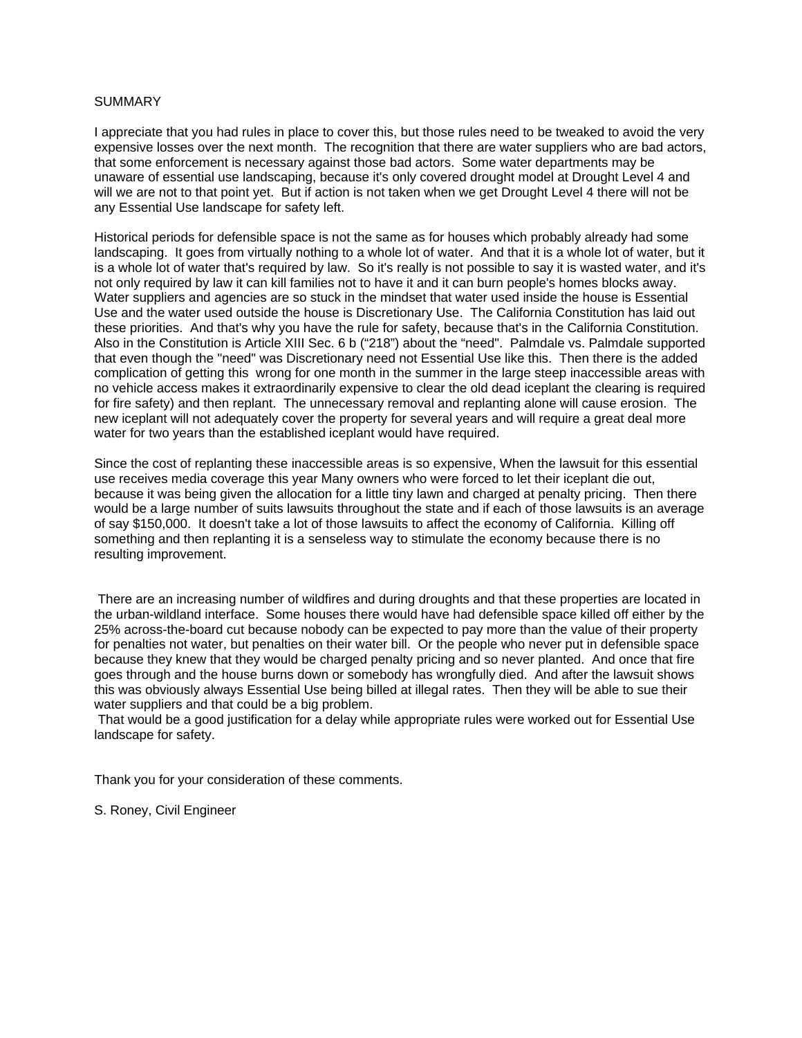SUMMARY

I appreciate that you had rules in place to cover this, but those rules need to be tweaked to avoid the very expensive losses over the next month. The recognition that there are water suppliers who are bad actors, that some enforcement is necessary against those bad actors. Some water departments may be unaware of essential use landscaping, because it's only covered drought model at Drought Level 4 and will we are not to that point yet. But if action is not taken when we get Drought Level 4 there will not be any Essential Use landscape for safety left.

Historical periods for defensible space is not the same as for houses which probably already had some landscaping. It goes from virtually nothing to a whole lot of water. And that it is a whole lot of water, but it is a whole lot of water that's required by law. So it's really is not possible to say it is wasted water, and it's not only required by law it can kill families not to have it and it can burn people's homes blocks away. Water suppliers and agencies are so stuck in the mindset that water used inside the house is Essential Use and the water used outside the house is Discretionary Use. The California Constitution has laid out these priorities. And that's why you have the rule for safety, because that's in the California Constitution. Also in the Constitution is Article XIII Sec. 6 b ("218") about the "need". Palmdale vs. Palmdale supported that even though the "need" was Discretionary need not Essential Use like this. Then there is the added complication of getting this wrong for one month in the summer in the large steep inaccessible areas with no vehicle access makes it extraordinarily expensive to clear the old dead iceplant the clearing is required for fire safety) and then replant. The unnecessary removal and replanting alone will cause erosion. The new iceplant will not adequately cover the property for several years and will require a great deal more water for two years than the established iceplant would have required.

Since the cost of replanting these inaccessible areas is so expensive, When the lawsuit for this essential use receives media coverage this year Many owners who were forced to let their iceplant die out, because it was being given the allocation for a little tiny lawn and charged at penalty pricing. Then there would be a large number of suits lawsuits throughout the state and if each of those lawsuits is an average of say $150,000. It doesn't take a lot of those lawsuits to affect the economy of California. Killing off something and then replanting it is a senseless way to stimulate the economy because there is no resulting improvement.

There are an increasing number of wildfires and during droughts and that these properties are located in the urban-wildland interface. Some houses there would have had defensible space killed off either by the 25% across-the-board cut because nobody can be expected to pay more than the value of their property for penalties not water, but penalties on their water bill. Or the people who never put in defensible space because they knew that they would be charged penalty pricing and so never planted. And once that fire goes through and the house burns down or somebody has wrongfully died. And after the lawsuit shows this was obviously always Essential Use being billed at illegal rates. Then they will be able to sue their water suppliers and that could be a big problem.
That would be a good justification for a delay while appropriate rules were worked out for Essential Use landscape for safety.

Thank you for your consideration of these comments.

S. Roney, Civil Engineer